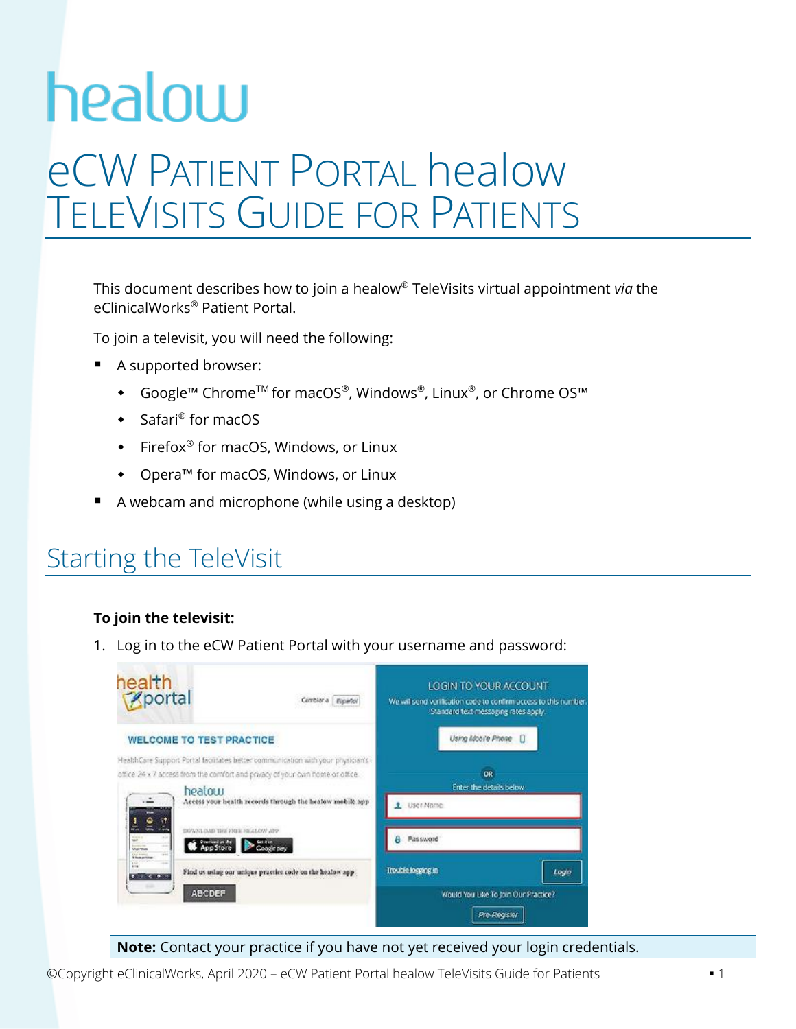healow

# eCW Patient Portal healow TeleVisits Guide for Patients

This document describes how to join a healow® TeleVisits virtual appointment *via* the eClinicalWorks® Patient Portal.

To join a televisit, you will need the following:

- A supported browser:
  - Google™ Chrome™ for macOS®, Windows®, Linux®, or Chrome OS™
  - Safari® for macOS
  - Firefox® for macOS, Windows, or Linux
  - Opera™ for macOS, Windows, or Linux
- A webcam and microphone (while using a desktop)

## Starting the TeleVisit

**To join the televisit:**

1. Log in to the eCW Patient Portal with your username and password:

**Note:** Contact your practice if you have not yet received your login credentials.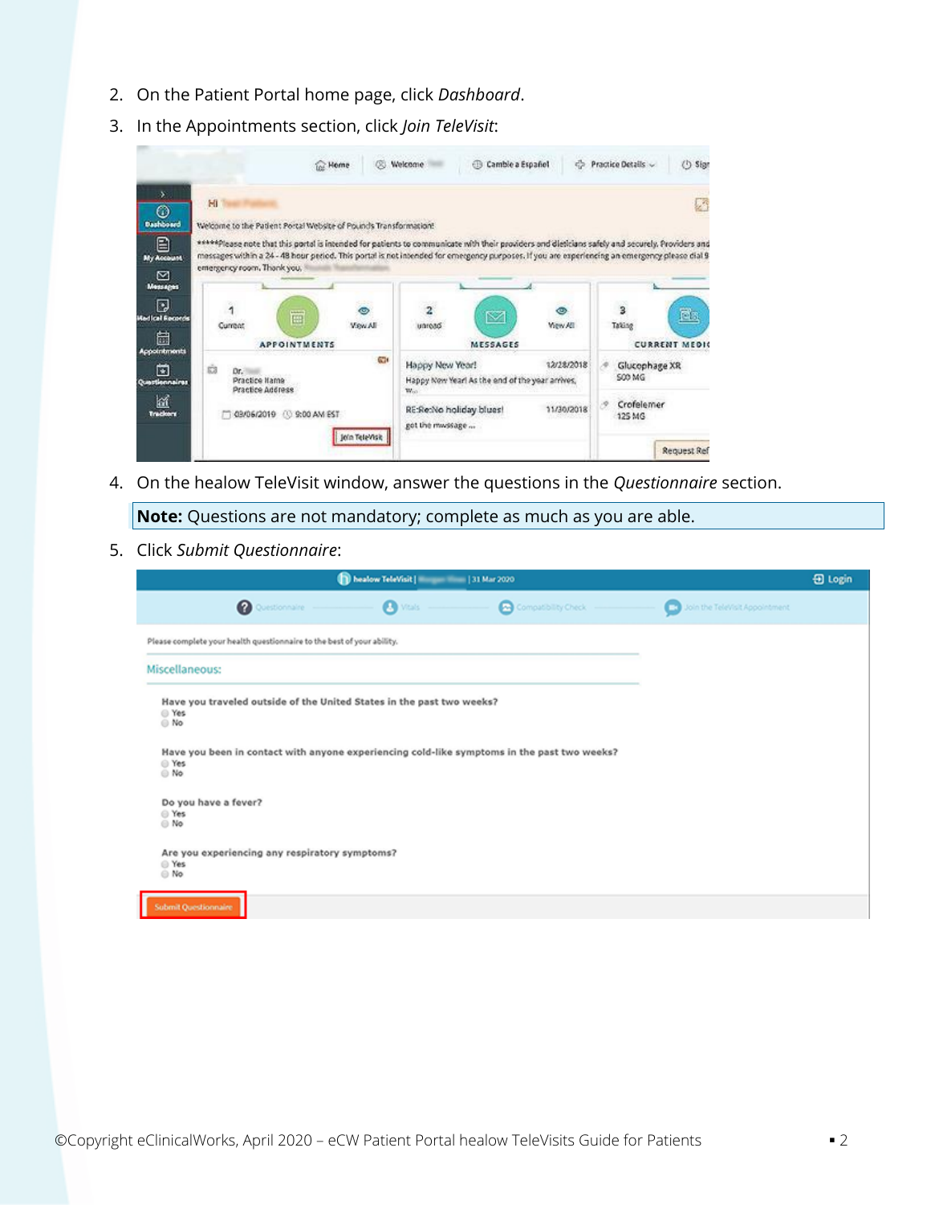2. On the Patient Portal home page, click *Dashboard*.
3. In the Appointments section, click *Join TeleVisit*:
4. On the healow TeleVisit window, answer the questions in the *Questionnaire* section.

**Note:** Questions are not mandatory; complete as much as you are able.

5. Click *Submit Questionnaire*: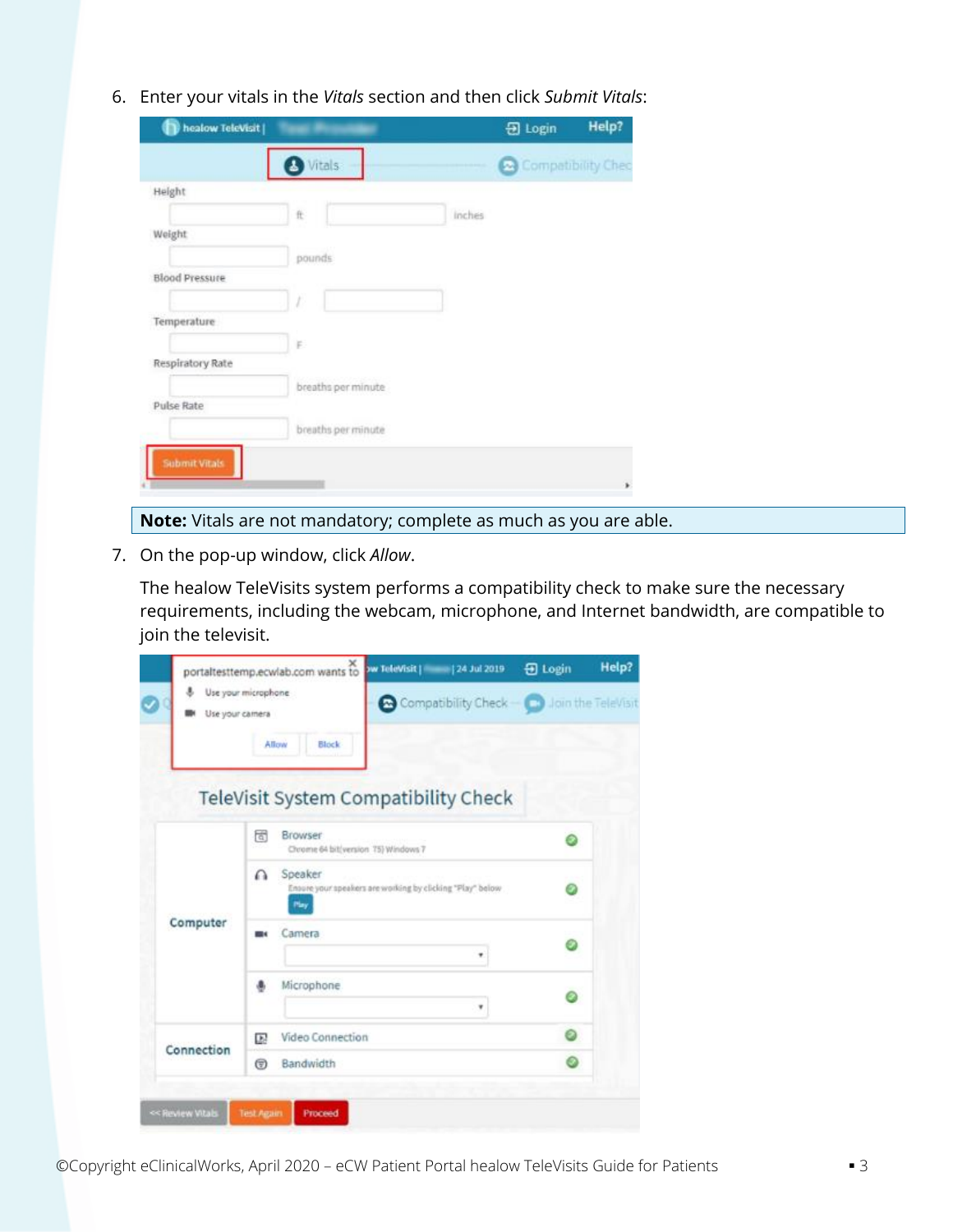6. Enter your vitals in the *Vitals* section and then click *Submit Vitals*:

**Note:** Vitals are not mandatory; complete as much as you are able.

7. On the pop-up window, click *Allow*.

   The healow TeleVisits system performs a compatibility check to make sure the necessary requirements, including the webcam, microphone, and Internet bandwidth, are compatible to join the televisit.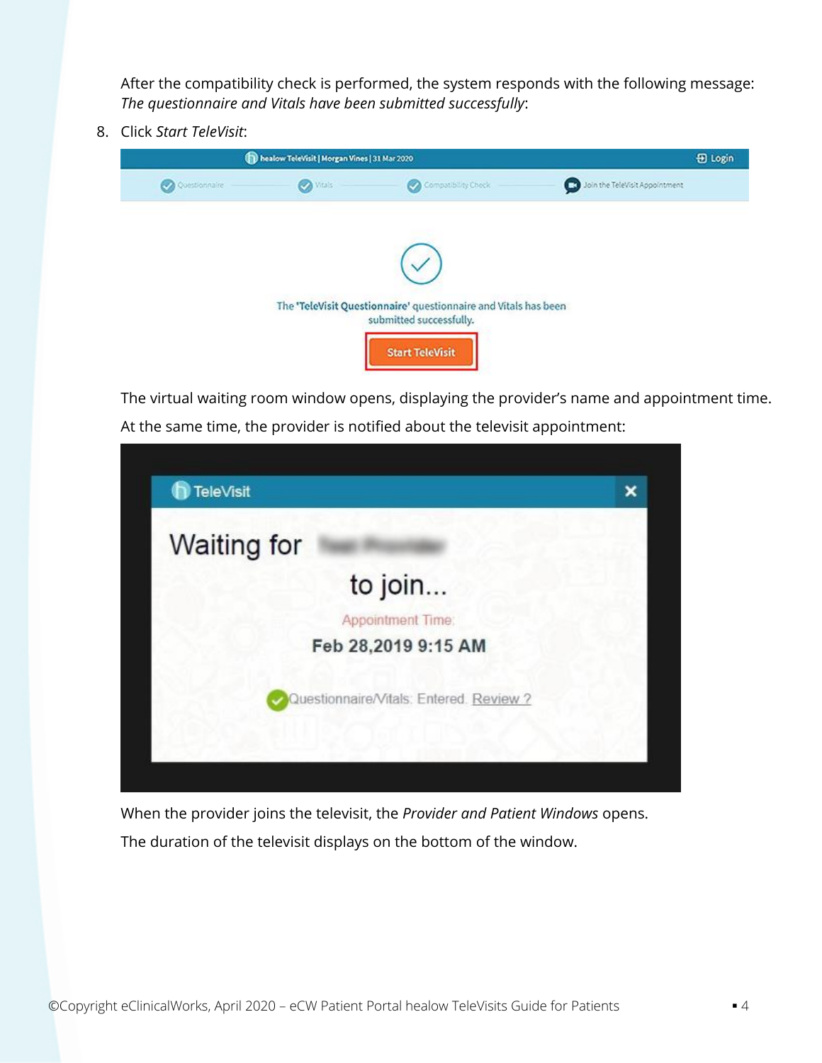After the compatibility check is performed, the system responds with the following message: *The questionnaire and Vitals have been submitted successfully*:

8. Click *Start TeleVisit*:

The virtual waiting room window opens, displaying the provider's name and appointment time.

At the same time, the provider is notified about the televisit appointment:

When the provider joins the televisit, the *Provider and Patient Windows* opens.

The duration of the televisit displays on the bottom of the window.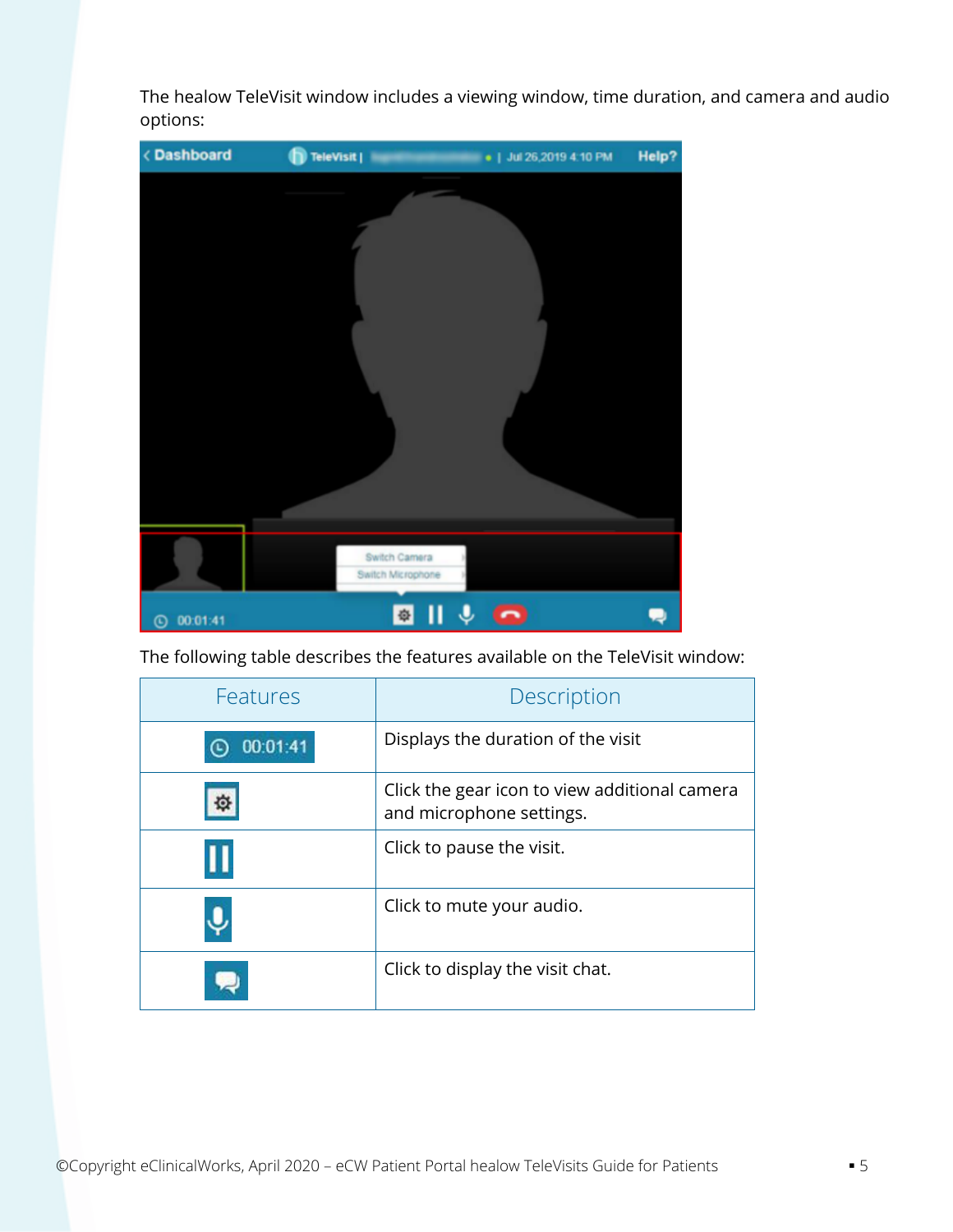The healow TeleVisit window includes a viewing window, time duration, and camera and audio options:

The following table describes the features available on the TeleVisit window:

| Features | Description |
| --- | --- |
| 00:01:41 | Displays the duration of the visit |
|  | Click the gear icon to view additional camera and microphone settings. |
|  | Click to pause the visit. |
|  | Click to mute your audio. |
|  | Click to display the visit chat. |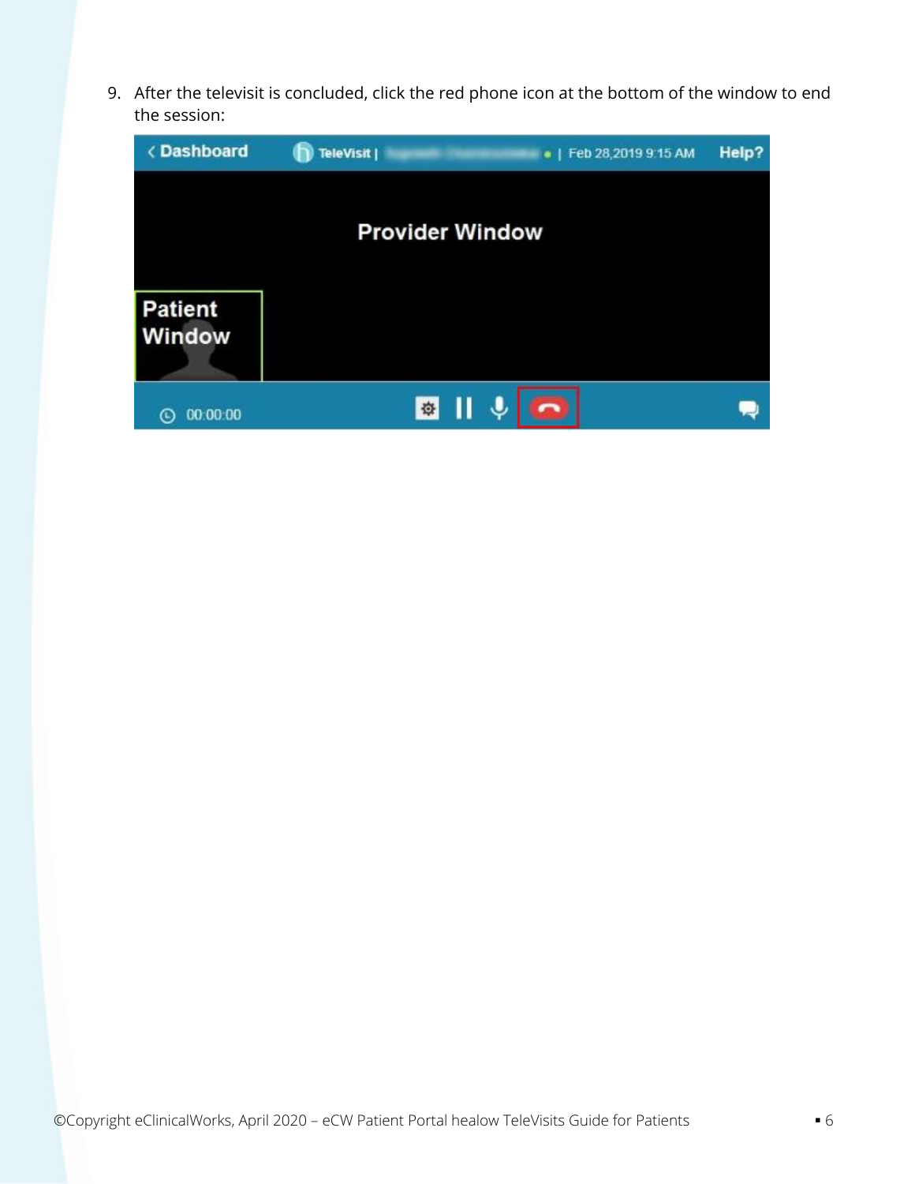9. After the televisit is concluded, click the red phone icon at the bottom of the window to end the session: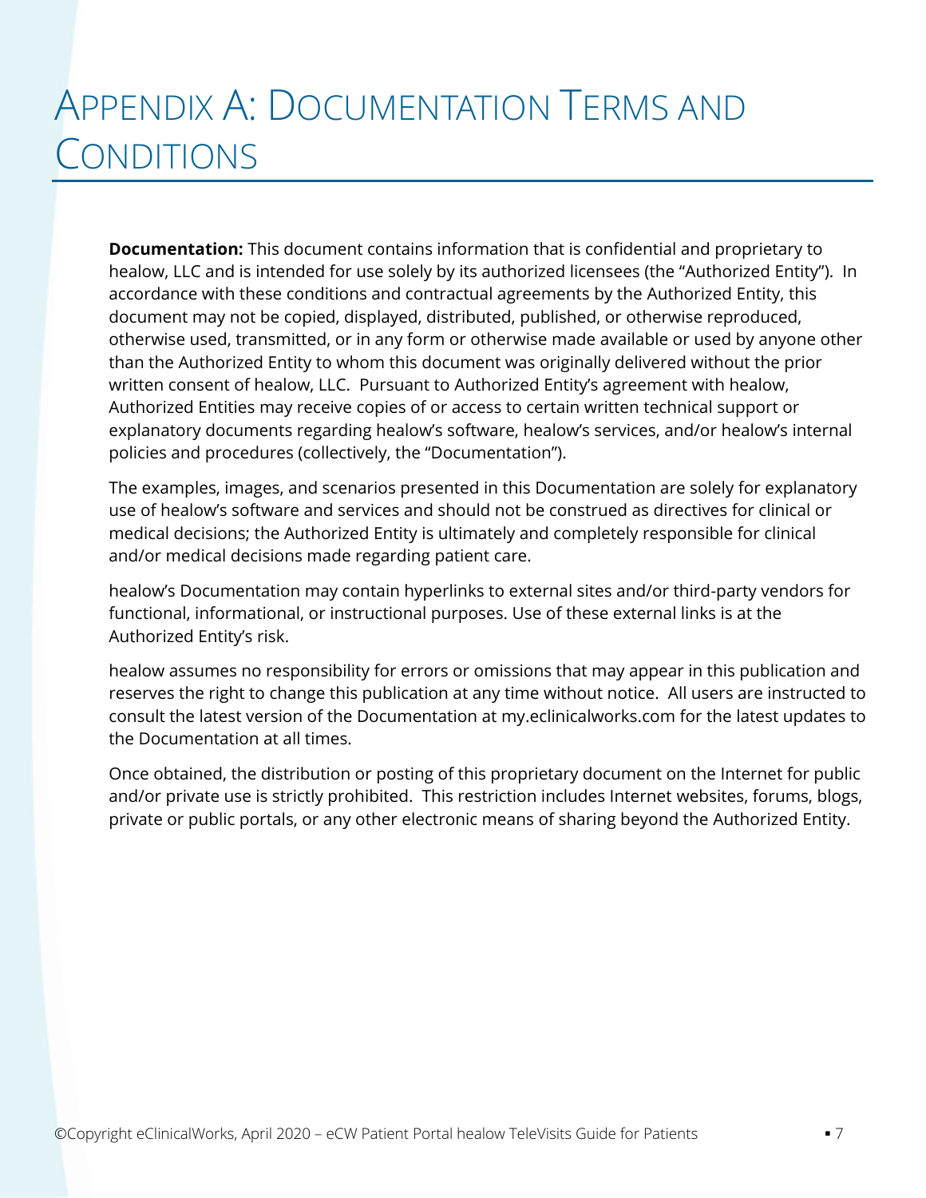# Appendix A: Documentation Terms and Conditions

**Documentation:** This document contains information that is confidential and proprietary to healow, LLC and is intended for use solely by its authorized licensees (the "Authorized Entity"). In accordance with these conditions and contractual agreements by the Authorized Entity, this document may not be copied, displayed, distributed, published, or otherwise reproduced, otherwise used, transmitted, or in any form or otherwise made available or used by anyone other than the Authorized Entity to whom this document was originally delivered without the prior written consent of healow, LLC. Pursuant to Authorized Entity's agreement with healow, Authorized Entities may receive copies of or access to certain written technical support or explanatory documents regarding healow's software, healow's services, and/or healow's internal policies and procedures (collectively, the "Documentation").

The examples, images, and scenarios presented in this Documentation are solely for explanatory use of healow's software and services and should not be construed as directives for clinical or medical decisions; the Authorized Entity is ultimately and completely responsible for clinical and/or medical decisions made regarding patient care.

healow's Documentation may contain hyperlinks to external sites and/or third-party vendors for functional, informational, or instructional purposes. Use of these external links is at the Authorized Entity's risk.

healow assumes no responsibility for errors or omissions that may appear in this publication and reserves the right to change this publication at any time without notice. All users are instructed to consult the latest version of the Documentation at my.eclinicalworks.com for the latest updates to the Documentation at all times.

Once obtained, the distribution or posting of this proprietary document on the Internet for public and/or private use is strictly prohibited. This restriction includes Internet websites, forums, blogs, private or public portals, or any other electronic means of sharing beyond the Authorized Entity.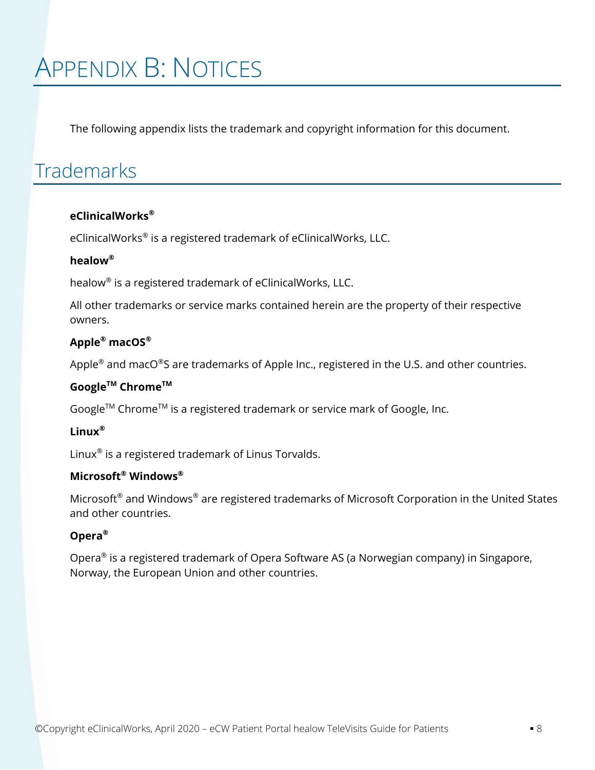# APPENDIX B: NOTICES

The following appendix lists the trademark and copyright information for this document.

## Trademarks

**eClinicalWorks®**

eClinicalWorks® is a registered trademark of eClinicalWorks, LLC.

**healow®**

healow® is a registered trademark of eClinicalWorks, LLC.

All other trademarks or service marks contained herein are the property of their respective owners.

**Apple® macOS®**

Apple® and macO®S are trademarks of Apple Inc., registered in the U.S. and other countries.

**Google™ Chrome™**

Google™ Chrome™ is a registered trademark or service mark of Google, Inc.

**Linux®**

Linux® is a registered trademark of Linus Torvalds.

**Microsoft® Windows®**

Microsoft® and Windows® are registered trademarks of Microsoft Corporation in the United States and other countries.

**Opera®**

Opera® is a registered trademark of Opera Software AS (a Norwegian company) in Singapore, Norway, the European Union and other countries.